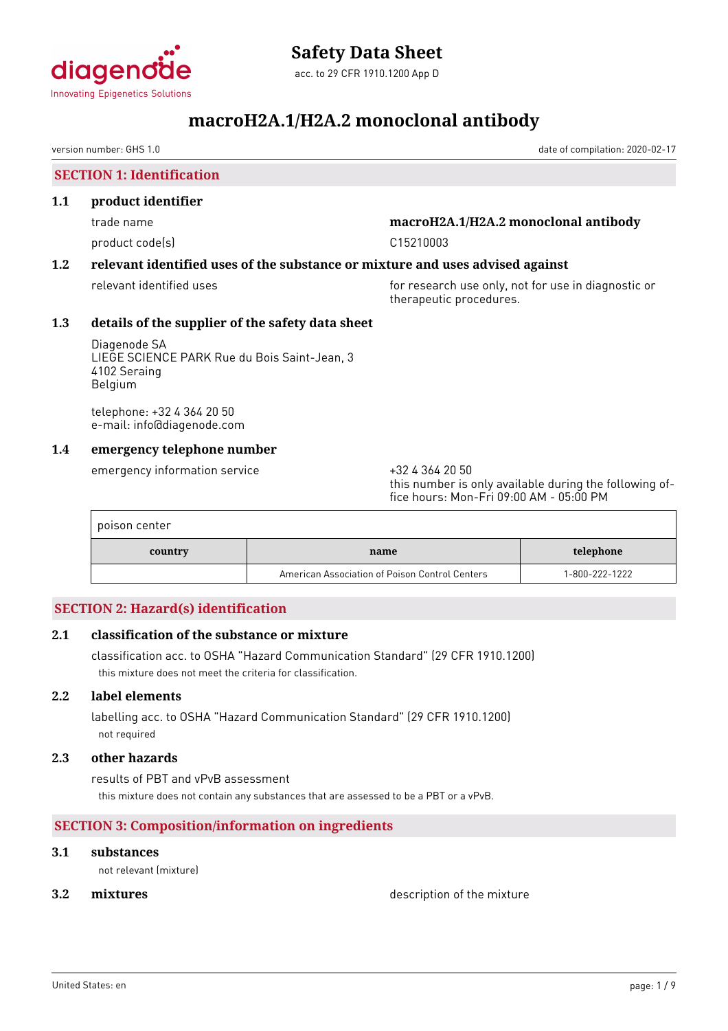diagenode
Innovating Epigenetics Solutions

# Safety Data Sheet

acc. to 29 CFR 1910.1200 App D

# macroH2A.1/H2A.2 monoclonal antibody

version number: GHS 1.0

date of compilation: 2020-02-17

## SECTION 1: Identification

### 1.1 product identifier

trade name: **macroH2A.1/H2A.2 monoclonal antibody**

product code(s): C15210003

### 1.2 relevant identified uses of the substance or mixture and uses advised against

relevant identified uses: for research use only, not for use in diagnostic or therapeutic procedures.

### 1.3 details of the supplier of the safety data sheet

Diagenode SA
LIEGE SCIENCE PARK Rue du Bois Saint-Jean, 3
4102 Seraing
Belgium

telephone: +32 4 364 20 50
e-mail: info@diagenode.com

### 1.4 emergency telephone number

emergency information service: +32 4 364 20 50
this number is only available during the following office hours: Mon-Fri 09:00 AM - 05:00 PM

poison center

| country | name | telephone |
|---|---|---|
| | American Association of Poison Control Centers | 1-800-222-1222 |

## SECTION 2: Hazard(s) identification

### 2.1 classification of the substance or mixture

classification acc. to OSHA "Hazard Communication Standard" (29 CFR 1910.1200)

this mixture does not meet the criteria for classification.

### 2.2 label elements

labelling acc. to OSHA "Hazard Communication Standard" (29 CFR 1910.1200)

not required

### 2.3 other hazards

results of PBT and vPvB assessment

this mixture does not contain any substances that are assessed to be a PBT or a vPvB.

## SECTION 3: Composition/information on ingredients

### 3.1 substances

not relevant (mixture)

### 3.2 mixtures

description of the mixture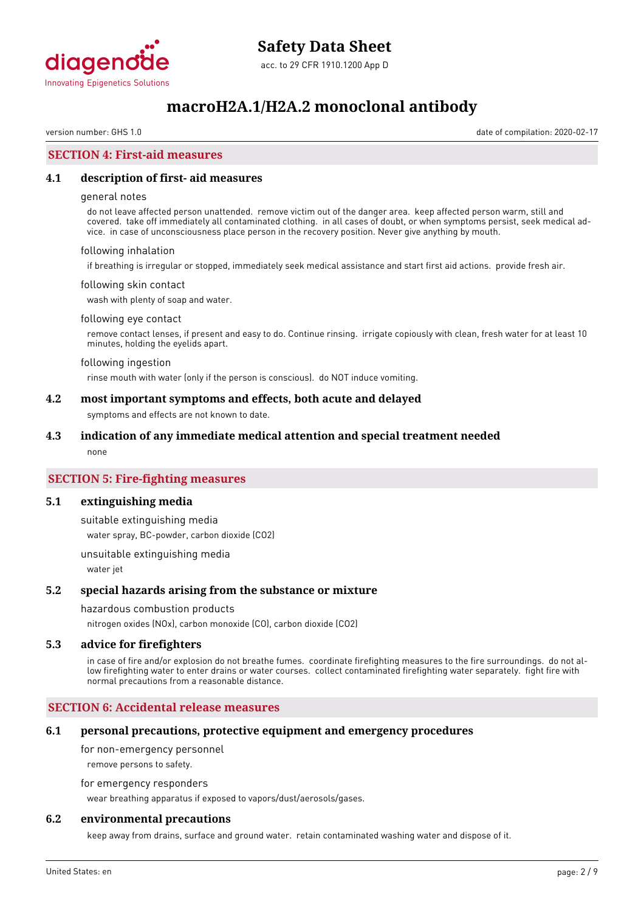## SECTION 4: First-aid measures

### 4.1 description of first- aid measures

general notes

do not leave affected person unattended. remove victim out of the danger area. keep affected person warm, still and covered. take off immediately all contaminated clothing. in all cases of doubt, or when symptoms persist, seek medical advice. in case of unconsciousness place person in the recovery position. Never give anything by mouth.

following inhalation

if breathing is irregular or stopped, immediately seek medical assistance and start first aid actions. provide fresh air.

following skin contact

wash with plenty of soap and water.

following eye contact

remove contact lenses, if present and easy to do. Continue rinsing. irrigate copiously with clean, fresh water for at least 10 minutes, holding the eyelids apart.

following ingestion

rinse mouth with water (only if the person is conscious). do NOT induce vomiting.

### 4.2 most important symptoms and effects, both acute and delayed

symptoms and effects are not known to date.

### 4.3 indication of any immediate medical attention and special treatment needed

none

## SECTION 5: Fire-fighting measures

### 5.1 extinguishing media

suitable extinguishing media

water spray, BC-powder, carbon dioxide ($CO_2$)

unsuitable extinguishing media

water jet

### 5.2 special hazards arising from the substance or mixture

hazardous combustion products

nitrogen oxides ($NO_x$), carbon monoxide (CO), carbon dioxide ($CO_2$)

### 5.3 advice for firefighters

in case of fire and/or explosion do not breathe fumes. coordinate firefighting measures to the fire surroundings. do not allow firefighting water to enter drains or water courses. collect contaminated firefighting water separately. fight fire with normal precautions from a reasonable distance.

## SECTION 6: Accidental release measures

### 6.1 personal precautions, protective equipment and emergency procedures

for non-emergency personnel

remove persons to safety.

for emergency responders

wear breathing apparatus if exposed to vapors/dust/aerosols/gases.

### 6.2 environmental precautions

keep away from drains, surface and ground water. retain contaminated washing water and dispose of it.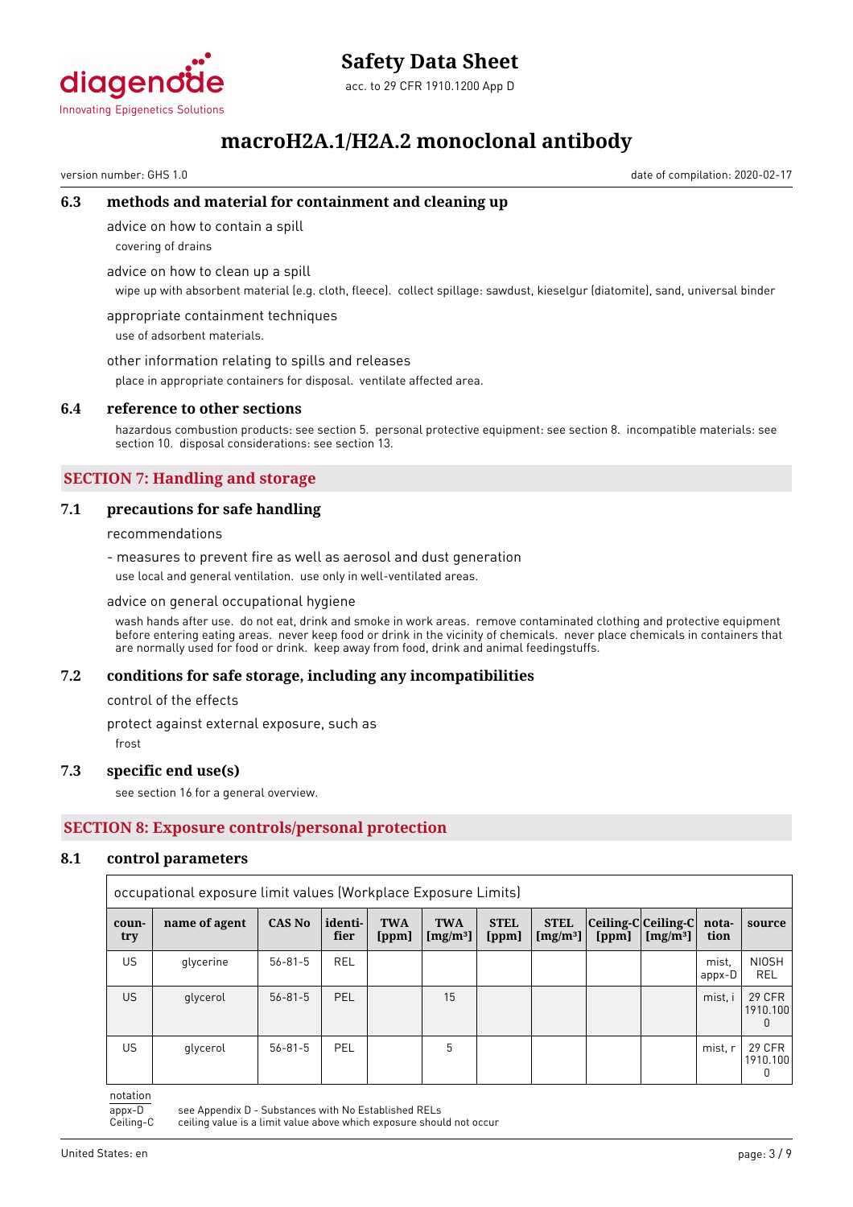### 6.3 methods and material for containment and cleaning up

advice on how to contain a spill

covering of drains

advice on how to clean up a spill

wipe up with absorbent material (e.g. cloth, fleece). collect spillage: sawdust, kieselgur (diatomite), sand, universal binder

appropriate containment techniques

use of adsorbent materials.

other information relating to spills and releases

place in appropriate containers for disposal. ventilate affected area.

### 6.4 reference to other sections

hazardous combustion products: see section 5. personal protective equipment: see section 8. incompatible materials: see section 10. disposal considerations: see section 13.

## SECTION 7: Handling and storage

### 7.1 precautions for safe handling

recommendations

- measures to prevent fire as well as aerosol and dust generation

use local and general ventilation. use only in well-ventilated areas.

advice on general occupational hygiene

wash hands after use. do not eat, drink and smoke in work areas. remove contaminated clothing and protective equipment before entering eating areas. never keep food or drink in the vicinity of chemicals. never place chemicals in containers that are normally used for food or drink. keep away from food, drink and animal feedingstuffs.

### 7.2 conditions for safe storage, including any incompatibilities

control of the effects

protect against external exposure, such as

frost

### 7.3 specific end use(s)

see section 16 for a general overview.

## SECTION 8: Exposure controls/personal protection

### 8.1 control parameters

occupational exposure limit values (Workplace Exposure Limits)

| country | name of agent | CAS No | identifier | TWA [ppm] | TWA [mg/m³] | STEL [ppm] | STEL [mg/m³] | Ceiling-C [ppm] | Ceiling-C [mg/m³] | notation | source |
|---|---|---|---|---|---|---|---|---|---|---|---|
| US | glycerine | 56-81-5 | REL | | | | | | | mist, appx-D | NIOSH REL |
| US | glycerol | 56-81-5 | PEL | | 15 | | | | | mist, i | 29 CFR 1910.1000 |
| US | glycerol | 56-81-5 | PEL | | 5 | | | | | mist, r | 29 CFR 1910.1000 |

notation

appx-D see Appendix D - Substances with No Established RELs

Ceiling-C ceiling value is a limit value above which exposure should not occur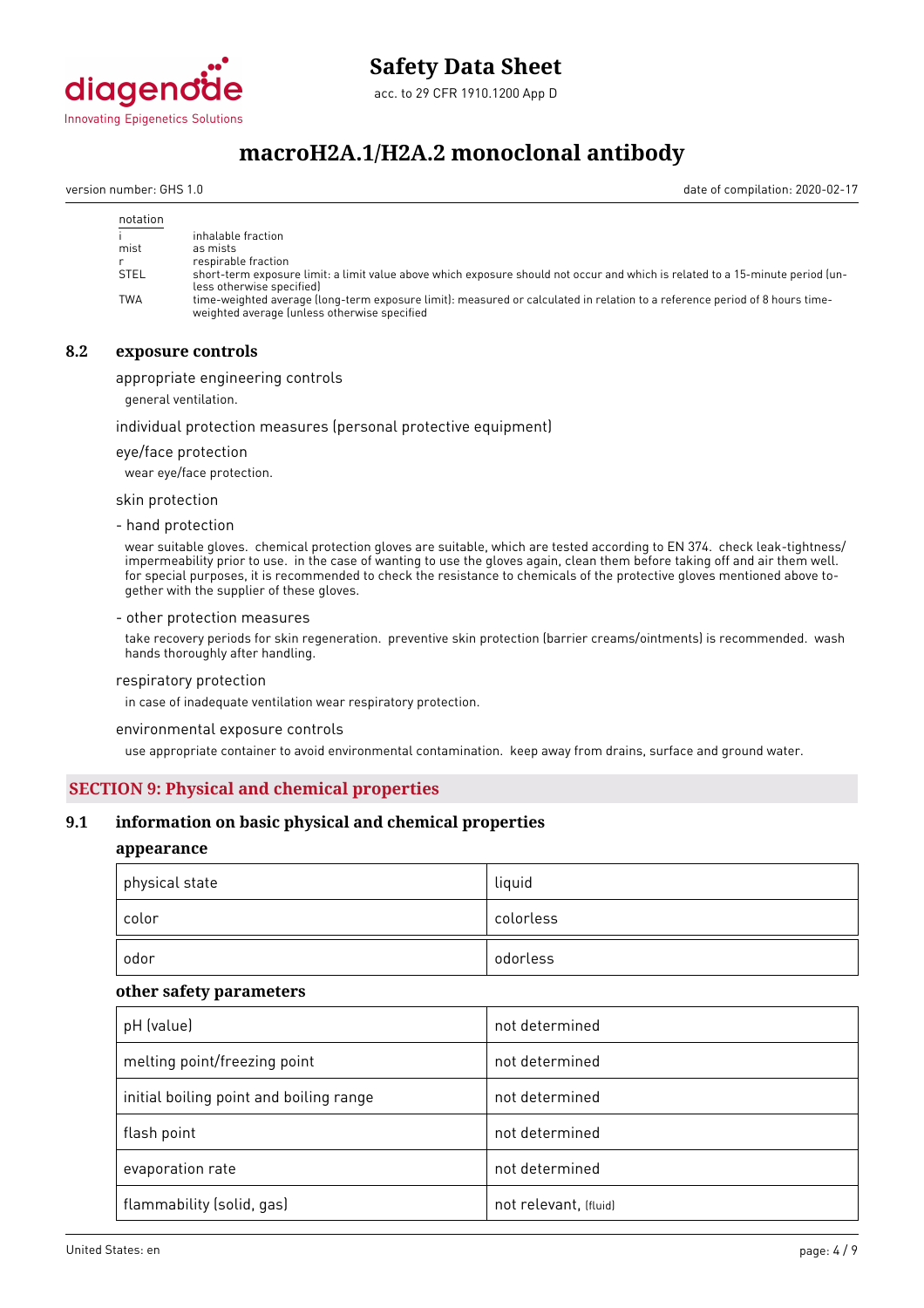| notation | |
|---|---|
| i | inhalable fraction |
| mist | as mists |
| r | respirable fraction |
| STEL | short-term exposure limit: a limit value above which exposure should not occur and which is related to a 15-minute period (unless otherwise specified) |
| TWA | time-weighted average (long-term exposure limit): measured or calculated in relation to a reference period of 8 hours time-weighted average (unless otherwise specified |

## 8.2 exposure controls

appropriate engineering controls

general ventilation.

individual protection measures (personal protective equipment)

eye/face protection

wear eye/face protection.

skin protection

- hand protection

wear suitable gloves. chemical protection gloves are suitable, which are tested according to EN 374. check leak-tightness/impermeability prior to use. in the case of wanting to use the gloves again, clean them before taking off and air them well. for special purposes, it is recommended to check the resistance to chemicals of the protective gloves mentioned above together with the supplier of these gloves.

- other protection measures

take recovery periods for skin regeneration. preventive skin protection (barrier creams/ointments) is recommended. wash hands thoroughly after handling.

respiratory protection

in case of inadequate ventilation wear respiratory protection.

environmental exposure controls

use appropriate container to avoid environmental contamination. keep away from drains, surface and ground water.

# SECTION 9: Physical and chemical properties

## 9.1 information on basic physical and chemical properties

### appearance

| | |
|---|---|
| physical state | liquid |
| color | colorless |
| odor | odorless |

### other safety parameters

| | |
|---|---|
| pH (value) | not determined |
| melting point/freezing point | not determined |
| initial boiling point and boiling range | not determined |
| flash point | not determined |
| evaporation rate | not determined |
| flammability (solid, gas) | not relevant, (fluid) |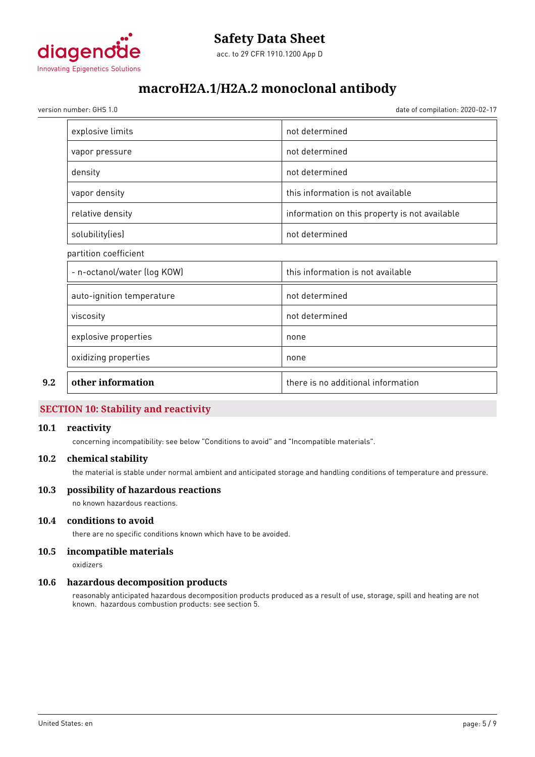| | |
|---|---|
| explosive limits | not determined |
| vapor pressure | not determined |
| density | not determined |
| vapor density | this information is not available |
| relative density | information on this property is not available |
| solubility(ies) | not determined |

partition coefficient

| | |
|---|---|
| - n-octanol/water (log KOW) | this information is not available |
| auto-ignition temperature | not determined |
| viscosity | not determined |
| explosive properties | none |
| oxidizing properties | none |

| | | |
|---|---|---|
| 9.2 | **other information** | there is no additional information |

## SECTION 10: Stability and reactivity

### 10.1 reactivity

concerning incompatibility: see below "Conditions to avoid" and "Incompatible materials".

### 10.2 chemical stability

the material is stable under normal ambient and anticipated storage and handling conditions of temperature and pressure.

### 10.3 possibility of hazardous reactions

no known hazardous reactions.

### 10.4 conditions to avoid

there are no specific conditions known which have to be avoided.

### 10.5 incompatible materials

oxidizers

### 10.6 hazardous decomposition products

reasonably anticipated hazardous decomposition products produced as a result of use, storage, spill and heating are not known. hazardous combustion products: see section 5.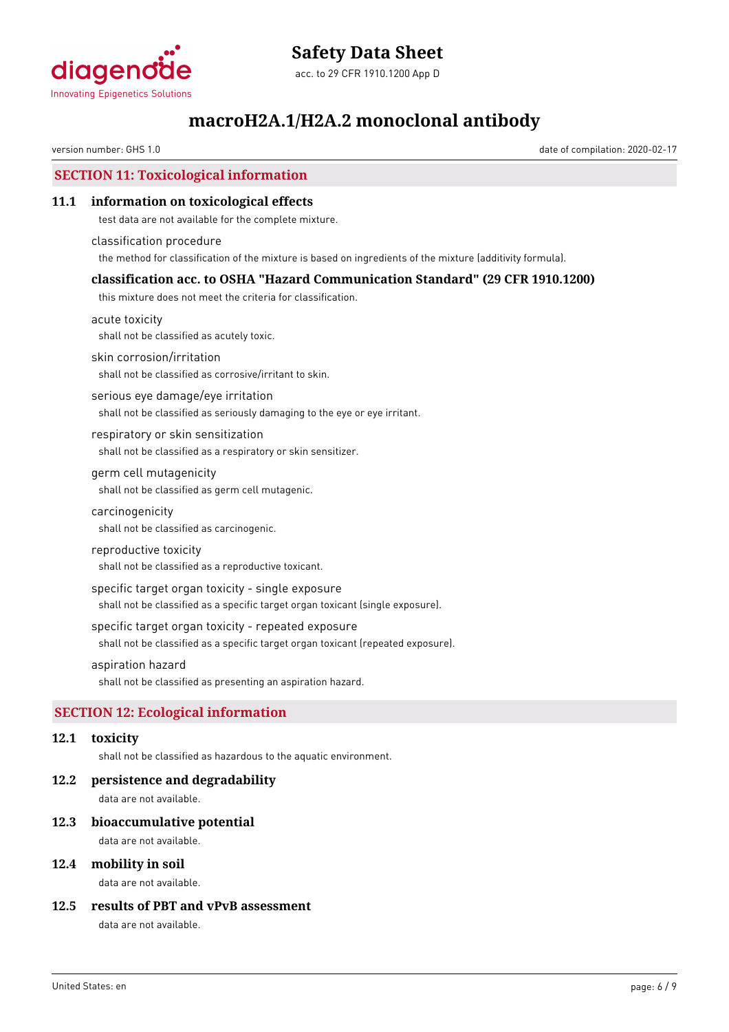## SECTION 11: Toxicological information

### 11.1 information on toxicological effects

test data are not available for the complete mixture.

classification procedure

the method for classification of the mixture is based on ingredients of the mixture (additivity formula).

### classification acc. to OSHA "Hazard Communication Standard" (29 CFR 1910.1200)

this mixture does not meet the criteria for classification.

acute toxicity

shall not be classified as acutely toxic.

skin corrosion/irritation

shall not be classified as corrosive/irritant to skin.

serious eye damage/eye irritation

shall not be classified as seriously damaging to the eye or eye irritant.

respiratory or skin sensitization

shall not be classified as a respiratory or skin sensitizer.

germ cell mutagenicity

shall not be classified as germ cell mutagenic.

carcinogenicity

shall not be classified as carcinogenic.

reproductive toxicity

shall not be classified as a reproductive toxicant.

specific target organ toxicity - single exposure

shall not be classified as a specific target organ toxicant (single exposure).

specific target organ toxicity - repeated exposure

shall not be classified as a specific target organ toxicant (repeated exposure).

aspiration hazard

shall not be classified as presenting an aspiration hazard.

## SECTION 12: Ecological information

### 12.1 toxicity

shall not be classified as hazardous to the aquatic environment.

### 12.2 persistence and degradability

data are not available.

### 12.3 bioaccumulative potential

data are not available.

### 12.4 mobility in soil

data are not available.

### 12.5 results of PBT and vPvB assessment

data are not available.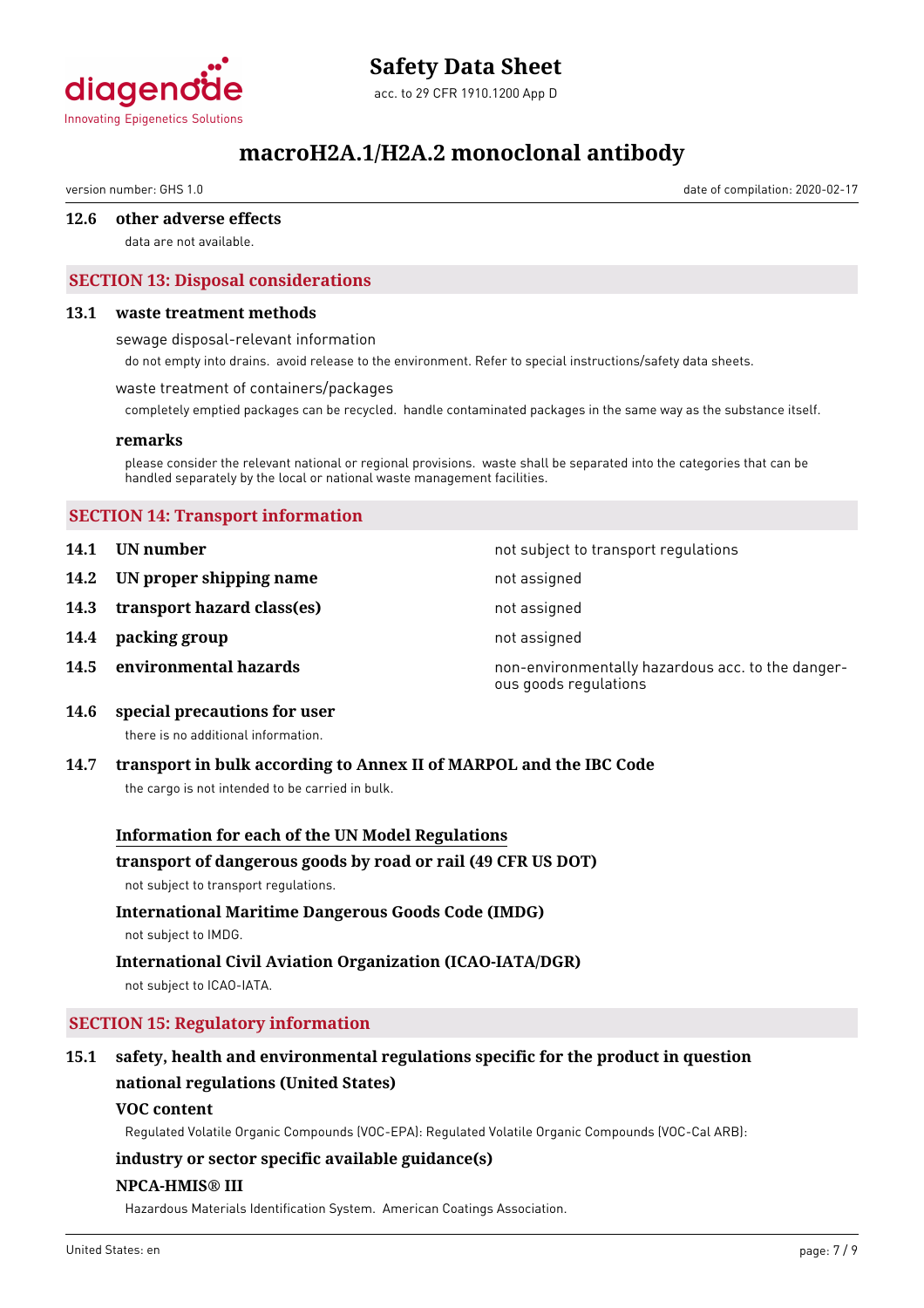### 12.6 other adverse effects

data are not available.

## SECTION 13: Disposal considerations

### 13.1 waste treatment methods

sewage disposal-relevant information

do not empty into drains. avoid release to the environment. Refer to special instructions/safety data sheets.

waste treatment of containers/packages

completely emptied packages can be recycled. handle contaminated packages in the same way as the substance itself.

**remarks**

please consider the relevant national or regional provisions. waste shall be separated into the categories that can be handled separately by the local or national waste management facilities.

## SECTION 14: Transport information

| | | |
|---|---|---|
| **14.1** | **UN number** | not subject to transport regulations |
| **14.2** | **UN proper shipping name** | not assigned |
| **14.3** | **transport hazard class(es)** | not assigned |
| **14.4** | **packing group** | not assigned |
| **14.5** | **environmental hazards** | non-environmentally hazardous acc. to the dangerous goods regulations |

### 14.6 special precautions for user

there is no additional information.

### 14.7 transport in bulk according to Annex II of MARPOL and the IBC Code

the cargo is not intended to be carried in bulk.

**Information for each of the UN Model Regulations**

**transport of dangerous goods by road or rail (49 CFR US DOT)**

not subject to transport regulations.

**International Maritime Dangerous Goods Code (IMDG)**

not subject to IMDG.

**International Civil Aviation Organization (ICAO-IATA/DGR)**

not subject to ICAO-IATA.

## SECTION 15: Regulatory information

### 15.1 safety, health and environmental regulations specific for the product in question

**national regulations (United States)**

**VOC content**

Regulated Volatile Organic Compounds (VOC-EPA): Regulated Volatile Organic Compounds (VOC-Cal ARB):

**industry or sector specific available guidance(s)**

**NPCA-HMIS® III**

Hazardous Materials Identification System. American Coatings Association.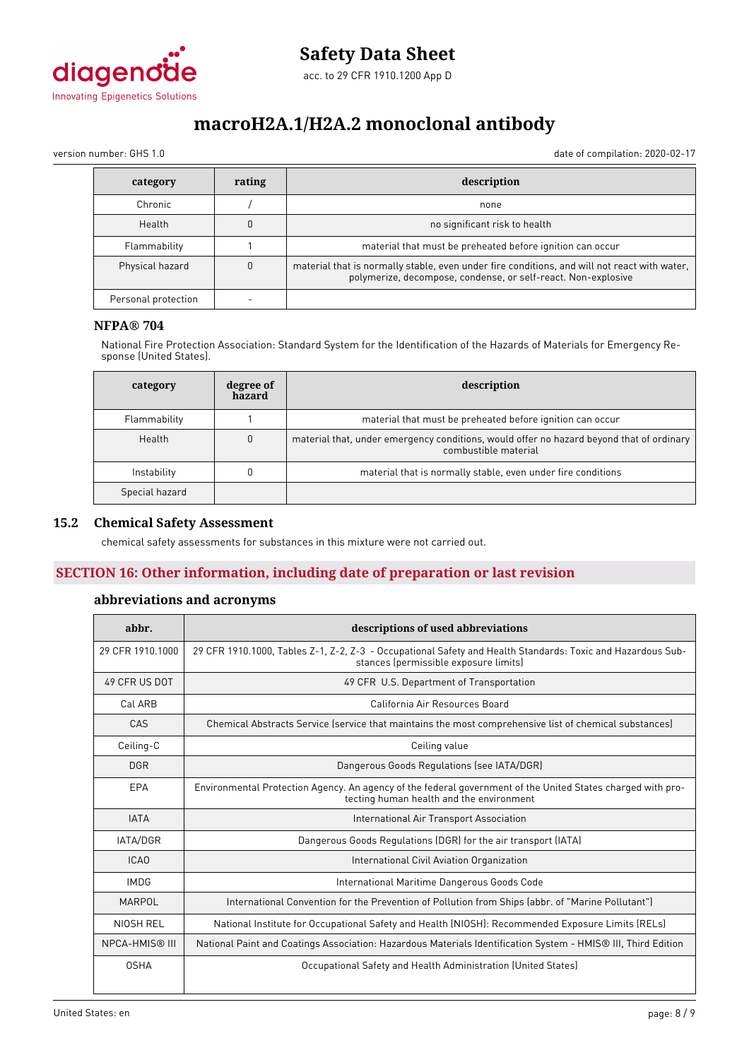| category | rating | description |
|---|---|---|
| Chronic | / | none |
| Health | 0 | no significant risk to health |
| Flammability | 1 | material that must be preheated before ignition can occur |
| Physical hazard | 0 | material that is normally stable, even under fire conditions, and will not react with water, polymerize, decompose, condense, or self-react. Non-explosive |
| Personal protection | - | |

### NFPA® 704

National Fire Protection Association: Standard System for the Identification of the Hazards of Materials for Emergency Response (United States).

| category | degree of hazard | description |
|---|---|---|
| Flammability | 1 | material that must be preheated before ignition can occur |
| Health | 0 | material that, under emergency conditions, would offer no hazard beyond that of ordinary combustible material |
| Instability | 0 | material that is normally stable, even under fire conditions |
| Special hazard | | |

## 15.2 Chemical Safety Assessment

chemical safety assessments for substances in this mixture were not carried out.

## SECTION 16: Other information, including date of preparation or last revision

### abbreviations and acronyms

| abbr. | descriptions of used abbreviations |
|---|---|
| 29 CFR 1910.1000 | 29 CFR 1910.1000, Tables Z-1, Z-2, Z-3 - Occupational Safety and Health Standards: Toxic and Hazardous Substances (permissible exposure limits) |
| 49 CFR US DOT | 49 CFR U.S. Department of Transportation |
| Cal ARB | California Air Resources Board |
| CAS | Chemical Abstracts Service (service that maintains the most comprehensive list of chemical substances) |
| Ceiling-C | Ceiling value |
| DGR | Dangerous Goods Regulations (see IATA/DGR) |
| EPA | Environmental Protection Agency. An agency of the federal government of the United States charged with protecting human health and the environment |
| IATA | International Air Transport Association |
| IATA/DGR | Dangerous Goods Regulations (DGR) for the air transport (IATA) |
| ICAO | International Civil Aviation Organization |
| IMDG | International Maritime Dangerous Goods Code |
| MARPOL | International Convention for the Prevention of Pollution from Ships (abbr. of "Marine Pollutant") |
| NIOSH REL | National Institute for Occupational Safety and Health (NIOSH): Recommended Exposure Limits (RELs) |
| NPCA-HMIS® III | National Paint and Coatings Association: Hazardous Materials Identification System - HMIS® III, Third Edition |
| OSHA | Occupational Safety and Health Administration (United States) |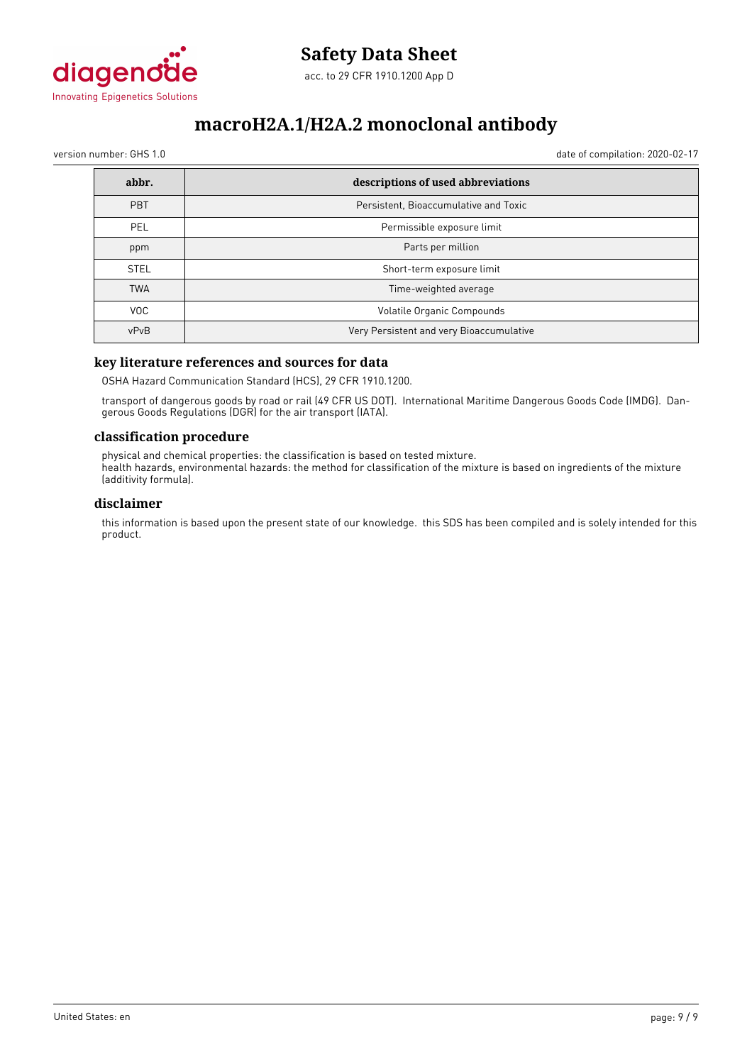| abbr. | descriptions of used abbreviations |
| --- | --- |
| PBT | Persistent, Bioaccumulative and Toxic |
| PEL | Permissible exposure limit |
| ppm | Parts per million |
| STEL | Short-term exposure limit |
| TWA | Time-weighted average |
| VOC | Volatile Organic Compounds |
| vPvB | Very Persistent and very Bioaccumulative |

### key literature references and sources for data

OSHA Hazard Communication Standard (HCS), 29 CFR 1910.1200.

transport of dangerous goods by road or rail (49 CFR US DOT). International Maritime Dangerous Goods Code (IMDG). Dangerous Goods Regulations (DGR) for the air transport (IATA).

### classification procedure

physical and chemical properties: the classification is based on tested mixture.
health hazards, environmental hazards: the method for classification of the mixture is based on ingredients of the mixture (additivity formula).

### disclaimer

this information is based upon the present state of our knowledge. this SDS has been compiled and is solely intended for this product.